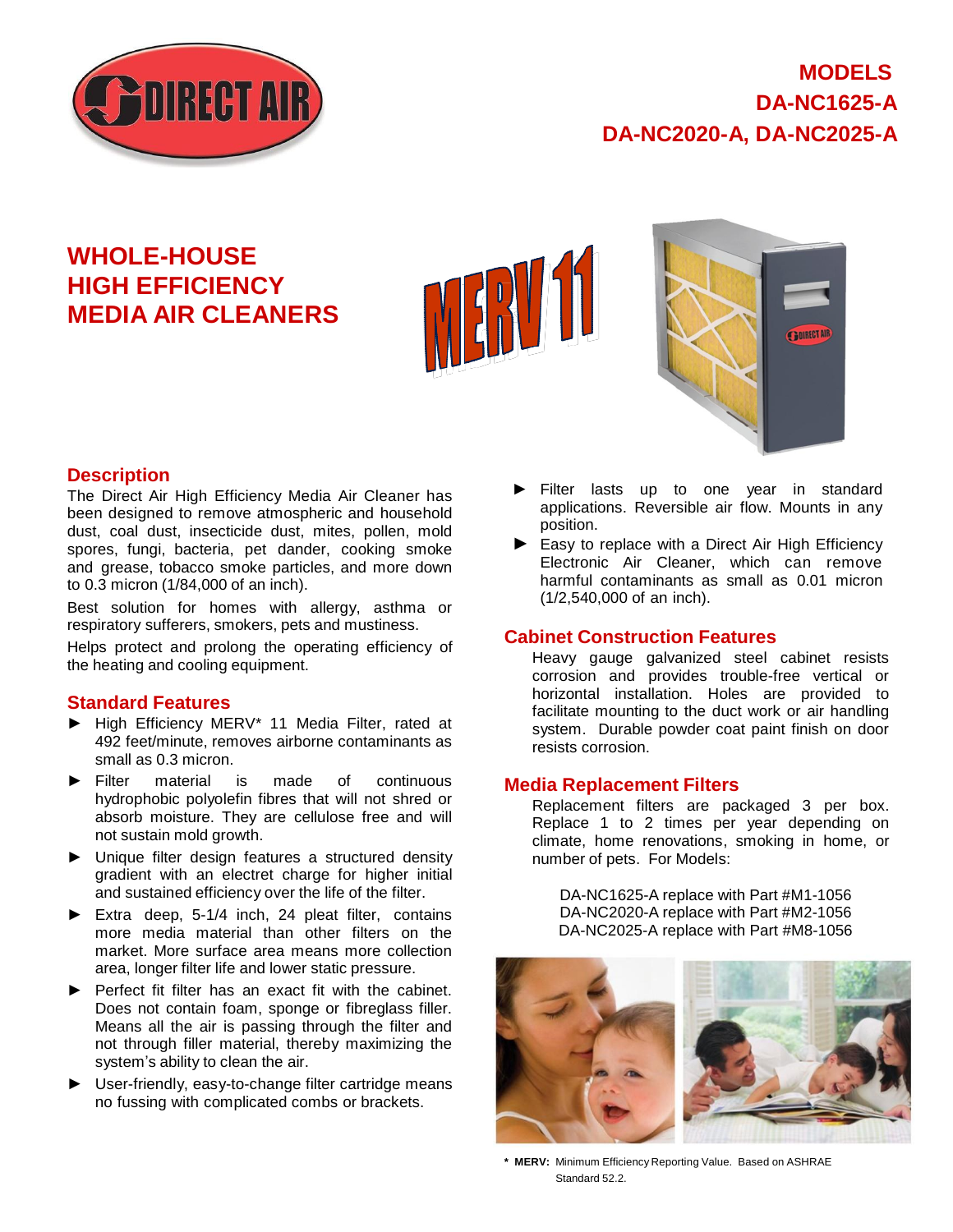# MODELS
# DA-NC1625-A
# DA-NC2020-A, DA-NC2025-A

## WHOLE-HOUSE HIGH EFFICIENCY MEDIA AIR CLEANERS

MERV 11

### Description

The Direct Air High Efficiency Media Air Cleaner has been designed to remove atmospheric and household dust, coal dust, insecticide dust, mites, pollen, mold spores, fungi, bacteria, pet dander, cooking smoke and grease, tobacco smoke particles, and more down to 0.3 micron (1/84,000 of an inch).

Best solution for homes with allergy, asthma or respiratory sufferers, smokers, pets and mustiness.

Helps protect and prolong the operating efficiency of the heating and cooling equipment.

### Standard Features

- High Efficiency MERV* 11 Media Filter, rated at 492 feet/minute, removes airborne contaminants as small as 0.3 micron.
- Filter material is made of continuous hydrophobic polyolefin fibres that will not shred or absorb moisture. They are cellulose free and will not sustain mold growth.
- Unique filter design features a structured density gradient with an electret charge for higher initial and sustained efficiency over the life of the filter.
- Extra deep, 5-1/4 inch, 24 pleat filter, contains more media material than other filters on the market. More surface area means more collection area, longer filter life and lower static pressure.
- Perfect fit filter has an exact fit with the cabinet. Does not contain foam, sponge or fibreglass filler. Means all the air is passing through the filter and not through filler material, thereby maximizing the system's ability to clean the air.
- User-friendly, easy-to-change filter cartridge means no fussing with complicated combs or brackets.
- Filter lasts up to one year in standard applications. Reversible air flow. Mounts in any position.
- Easy to replace with a Direct Air High Efficiency Electronic Air Cleaner, which can remove harmful contaminants as small as 0.01 micron (1/2,540,000 of an inch).

### Cabinet Construction Features

Heavy gauge galvanized steel cabinet resists corrosion and provides trouble-free vertical or horizontal installation. Holes are provided to facilitate mounting to the duct work or air handling system. Durable powder coat paint finish on door resists corrosion.

### Media Replacement Filters

Replacement filters are packaged 3 per box. Replace 1 to 2 times per year depending on climate, home renovations, smoking in home, or number of pets. For Models:

DA-NC1625-A replace with Part #M1-1056
DA-NC2020-A replace with Part #M2-1056
DA-NC2025-A replace with Part #M8-1056

**\* MERV:** Minimum Efficiency Reporting Value. Based on ASHRAE Standard 52.2.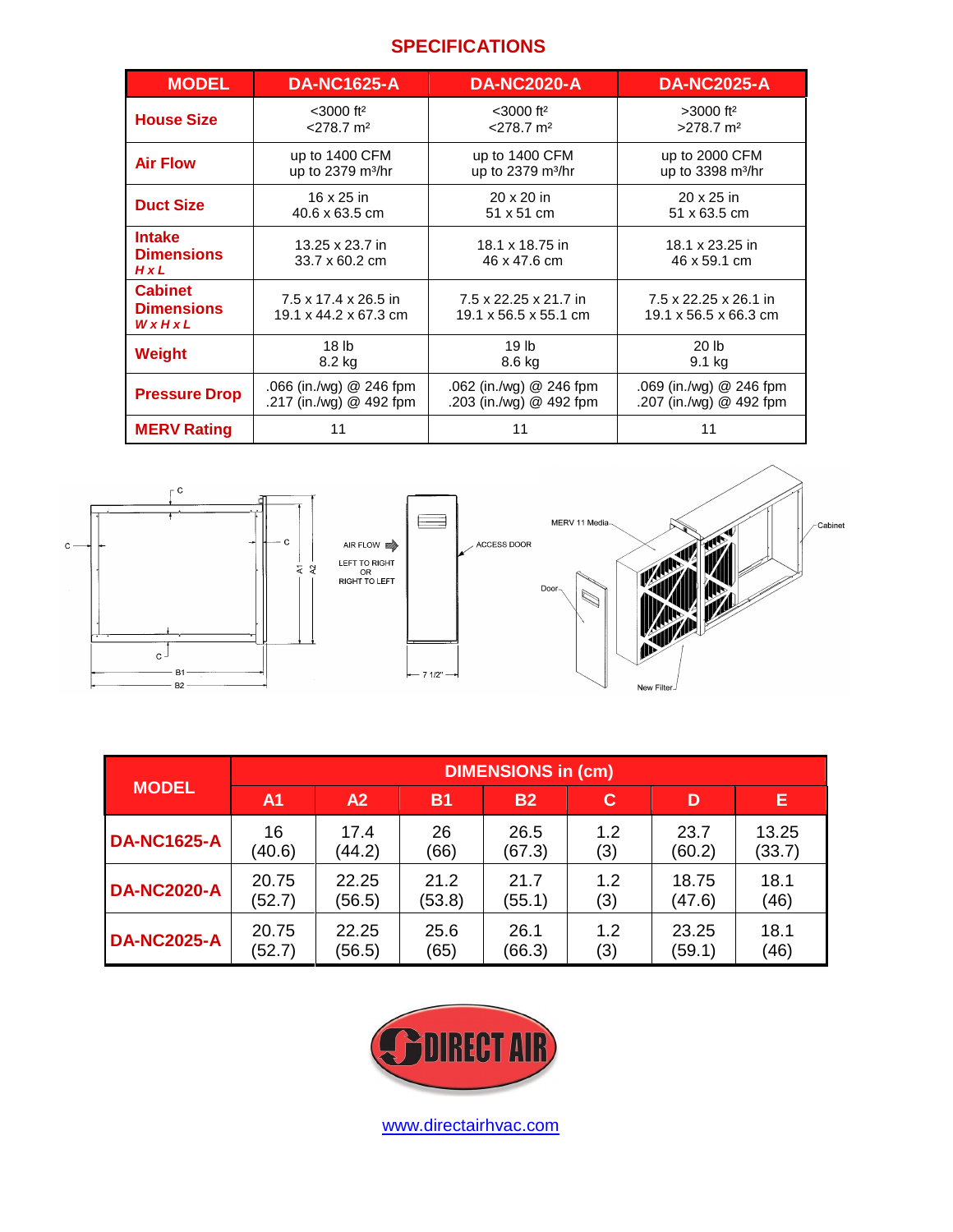## SPECIFICATIONS

| MODEL | DA-NC1625-A | DA-NC2020-A | DA-NC2025-A |
|---|---|---|---|
| House Size | <3000 ft² <278.7 m² | <3000 ft² <278.7 m² | >3000 ft² >278.7 m² |
| Air Flow | up to 1400 CFM up to 2379 m³/hr | up to 1400 CFM up to 2379 m³/hr | up to 2000 CFM up to 3398 m³/hr |
| Duct Size | 16 x 25 in 40.6 x 63.5 cm | 20 x 20 in 51 x 51 cm | 20 x 25 in 51 x 63.5 cm |
| Intake Dimensions *H x L* | 13.25 x 23.7 in 33.7 x 60.2 cm | 18.1 x 18.75 in 46 x 47.6 cm | 18.1 x 23.25 in 46 x 59.1 cm |
| Cabinet Dimensions *W x H x L* | 7.5 x 17.4 x 26.5 in 19.1 x 44.2 x 67.3 cm | 7.5 x 22.25 x 21.7 in 19.1 x 56.5 x 55.1 cm | 7.5 x 22.25 x 26.1 in 19.1 x 56.5 x 66.3 cm |
| Weight | 18 lb 8.2 kg | 19 lb 8.6 kg | 20 lb 9.1 kg |
| Pressure Drop | .066 (in./wg) @ 246 fpm .217 (in./wg) @ 492 fpm | .062 (in./wg) @ 246 fpm .203 (in./wg) @ 492 fpm | .069 (in./wg) @ 246 fpm .207 (in./wg) @ 492 fpm |
| MERV Rating | 11 | 11 | 11 |

C
C
C
C
A1
A2
B1
B2

AIR FLOW
LEFT TO RIGHT
OR
RIGHT TO LEFT
ACCESS DOOR
7 1/2"

MERV 11 Media
Cabinet
Door
New Filter

| MODEL | DIMENSIONS in (cm) | | | | | | |
|---|---|---|---|---|---|---|---|
| | A1 | A2 | B1 | B2 | C | D | E |
| DA-NC1625-A | 16 (40.6) | 17.4 (44.2) | 26 (66) | 26.5 (67.3) | 1.2 (3) | 23.7 (60.2) | 13.25 (33.7) |
| DA-NC2020-A | 20.75 (52.7) | 22.25 (56.5) | 21.2 (53.8) | 21.7 (55.1) | 1.2 (3) | 18.75 (47.6) | 18.1 (46) |
| DA-NC2025-A | 20.75 (52.7) | 22.25 (56.5) | 25.6 (65) | 26.1 (66.3) | 1.2 (3) | 23.25 (59.1) | 18.1 (46) |

DIRECT AIR

www.directairhvac.com